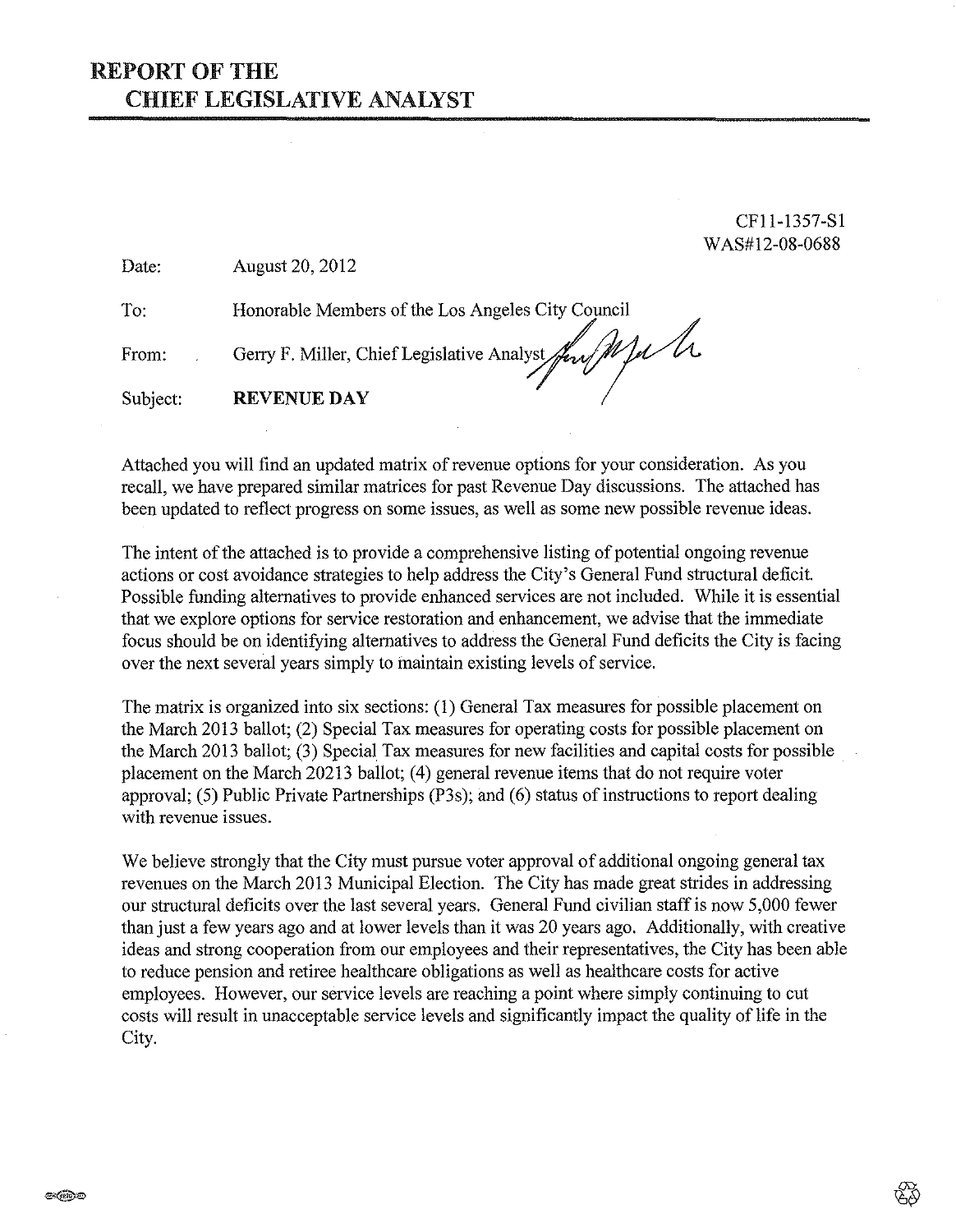# REPORT OF THE CHIEF LEGISLATIVE ANALYST

CF11-1357-S1
WAS#12-08-0688

Date: August 20, 2012

To: Honorable Members of the Los Angeles City Council

From: Gerry F. Miller, Chief Legislative Analyst

Subject: **REVENUE DAY**

Attached you will find an updated matrix of revenue options for your consideration. As you recall, we have prepared similar matrices for past Revenue Day discussions. The attached has been updated to reflect progress on some issues, as well as some new possible revenue ideas.

The intent of the attached is to provide a comprehensive listing of potential ongoing revenue actions or cost avoidance strategies to help address the City's General Fund structural deficit. Possible funding alternatives to provide enhanced services are not included. While it is essential that we explore options for service restoration and enhancement, we advise that the immediate focus should be on identifying alternatives to address the General Fund deficits the City is facing over the next several years simply to maintain existing levels of service.

The matrix is organized into six sections: (1) General Tax measures for possible placement on the March 2013 ballot; (2) Special Tax measures for operating costs for possible placement on the March 2013 ballot; (3) Special Tax measures for new facilities and capital costs for possible placement on the March 20213 ballot; (4) general revenue items that do not require voter approval; (5) Public Private Partnerships (P3s); and (6) status of instructions to report dealing with revenue issues.

We believe strongly that the City must pursue voter approval of additional ongoing general tax revenues on the March 2013 Municipal Election. The City has made great strides in addressing our structural deficits over the last several years. General Fund civilian staff is now 5,000 fewer than just a few years ago and at lower levels than it was 20 years ago. Additionally, with creative ideas and strong cooperation from our employees and their representatives, the City has been able to reduce pension and retiree healthcare obligations as well as healthcare costs for active employees. However, our service levels are reaching a point where simply continuing to cut costs will result in unacceptable service levels and significantly impact the quality of life in the City.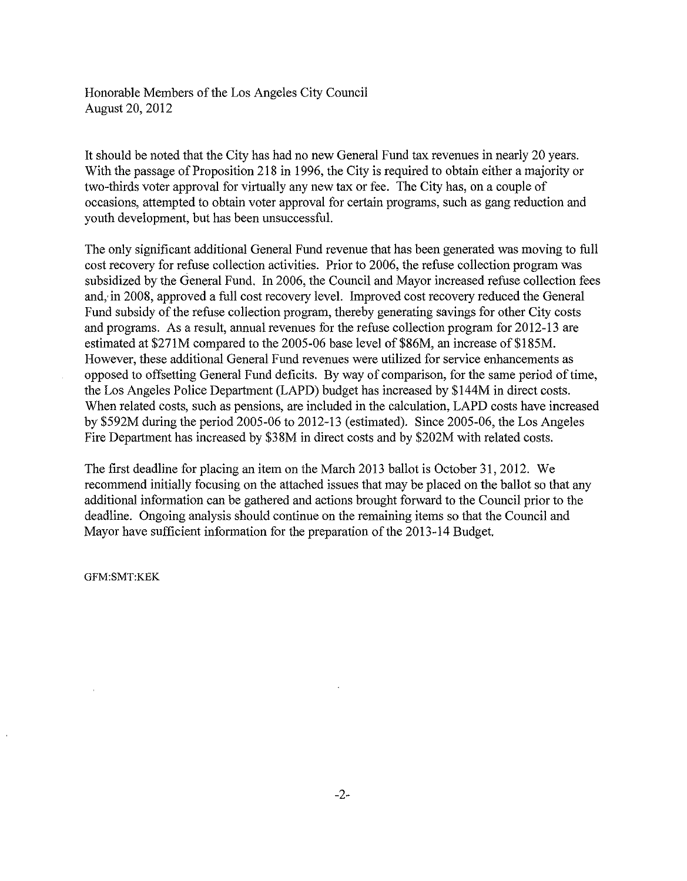Honorable Members of the Los Angeles City Council
August 20, 2012

It should be noted that the City has had no new General Fund tax revenues in nearly 20 years. With the passage of Proposition 218 in 1996, the City is required to obtain either a majority or two-thirds voter approval for virtually any new tax or fee. The City has, on a couple of occasions, attempted to obtain voter approval for certain programs, such as gang reduction and youth development, but has been unsuccessful.

The only significant additional General Fund revenue that has been generated was moving to full cost recovery for refuse collection activities. Prior to 2006, the refuse collection program was subsidized by the General Fund. In 2006, the Council and Mayor increased refuse collection fees and, in 2008, approved a full cost recovery level. Improved cost recovery reduced the General Fund subsidy of the refuse collection program, thereby generating savings for other City costs and programs. As a result, annual revenues for the refuse collection program for 2012-13 are estimated at $271M compared to the 2005-06 base level of $86M, an increase of $185M. However, these additional General Fund revenues were utilized for service enhancements as opposed to offsetting General Fund deficits. By way of comparison, for the same period of time, the Los Angeles Police Department (LAPD) budget has increased by $144M in direct costs. When related costs, such as pensions, are included in the calculation, LAPD costs have increased by $592M during the period 2005-06 to 2012-13 (estimated). Since 2005-06, the Los Angeles Fire Department has increased by $38M in direct costs and by $202M with related costs.

The first deadline for placing an item on the March 2013 ballot is October 31, 2012. We recommend initially focusing on the attached issues that may be placed on the ballot so that any additional information can be gathered and actions brought forward to the Council prior to the deadline. Ongoing analysis should continue on the remaining items so that the Council and Mayor have sufficient information for the preparation of the 2013-14 Budget.

GFM:SMT:KEK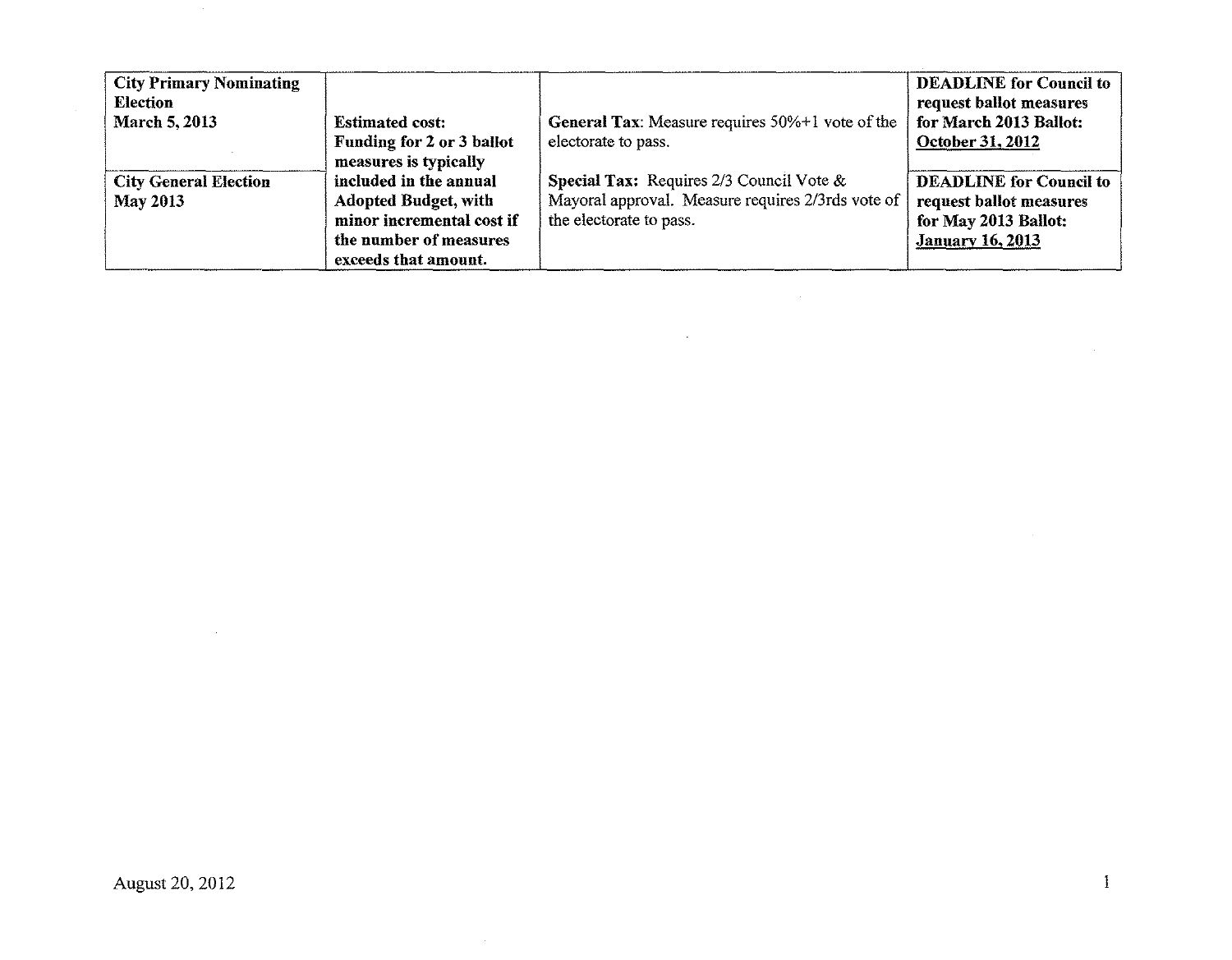| **City Primary Nominating Election** **March 5, 2013** | **Estimated cost: Funding for 2 or 3 ballot measures is typically included in the annual Adopted Budget, with minor incremental cost if the number of measures exceeds that amount.** | **General Tax**: Measure requires 50%+1 vote of the electorate to pass. | **DEADLINE for Council to request ballot measures for March 2013 Ballot: <u>October 31, 2012</u>** |
|---|---|---|---|
| **City General Election** **May 2013** | | **Special Tax:** Requires 2/3 Council Vote & Mayoral approval. Measure requires 2/3rds vote of the electorate to pass. | **DEADLINE for Council to request ballot measures for May 2013 Ballot: <u>January 16, 2013</u>** |

August 20, 2012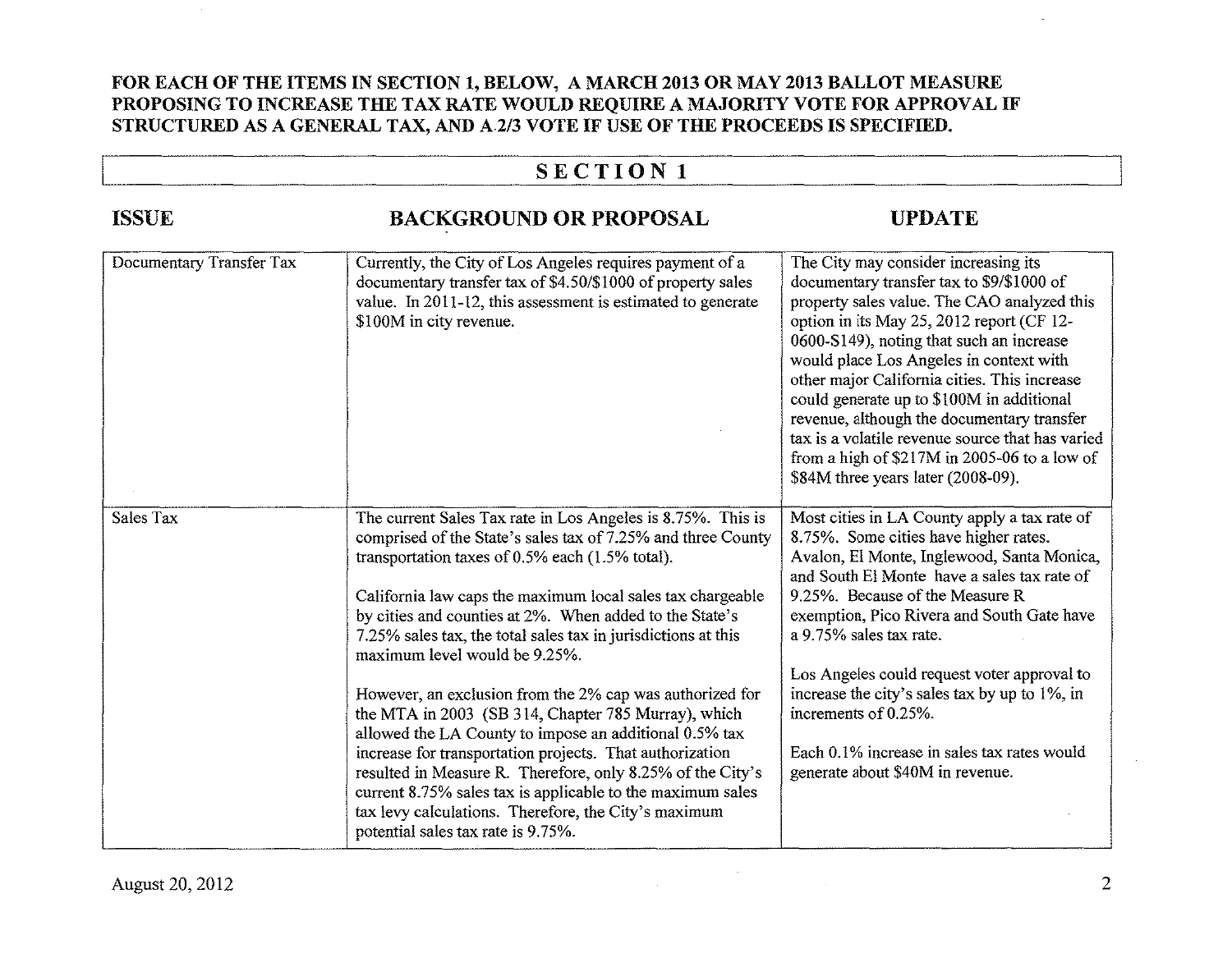**FOR EACH OF THE ITEMS IN SECTION 1, BELOW, A MARCH 2013 OR MAY 2013 BALLOT MEASURE PROPOSING TO INCREASE THE TAX RATE WOULD REQUIRE A MAJORITY VOTE FOR APPROVAL IF STRUCTURED AS A GENERAL TAX, AND A 2/3 VOTE IF USE OF THE PROCEEDS IS SPECIFIED.**

## SECTION 1

| ISSUE | BACKGROUND OR PROPOSAL | UPDATE |
|---|---|---|
| Documentary Transfer Tax | Currently, the City of Los Angeles requires payment of a documentary transfer tax of $4.50/$1000 of property sales value. In 2011-12, this assessment is estimated to generate $100M in city revenue. | The City may consider increasing its documentary transfer tax to $9/$1000 of property sales value. The CAO analyzed this option in its May 25, 2012 report (CF 12-0600-S149), noting that such an increase would place Los Angeles in context with other major California cities. This increase could generate up to $100M in additional revenue, although the documentary transfer tax is a volatile revenue source that has varied from a high of $217M in 2005-06 to a low of $84M three years later (2008-09). |
| Sales Tax | The current Sales Tax rate in Los Angeles is 8.75%. This is comprised of the State's sales tax of 7.25% and three County transportation taxes of 0.5% each (1.5% total).<br><br>California law caps the maximum local sales tax chargeable by cities and counties at 2%. When added to the State's 7.25% sales tax, the total sales tax in jurisdictions at this maximum level would be 9.25%.<br><br>However, an exclusion from the 2% cap was authorized for the MTA in 2003 (SB 314, Chapter 785 Murray), which allowed the LA County to impose an additional 0.5% tax increase for transportation projects. That authorization resulted in Measure R. Therefore, only 8.25% of the City's current 8.75% sales tax is applicable to the maximum sales tax levy calculations. Therefore, the City's maximum potential sales tax rate is 9.75%. | Most cities in LA County apply a tax rate of 8.75%. Some cities have higher rates. Avalon, El Monte, Inglewood, Santa Monica, and South El Monte have a sales tax rate of 9.25%. Because of the Measure R exemption, Pico Rivera and South Gate have a 9.75% sales tax rate.<br><br>Los Angeles could request voter approval to increase the city's sales tax by up to 1%, in increments of 0.25%.<br><br>Each 0.1% increase in sales tax rates would generate about $40M in revenue. |

August 20, 2012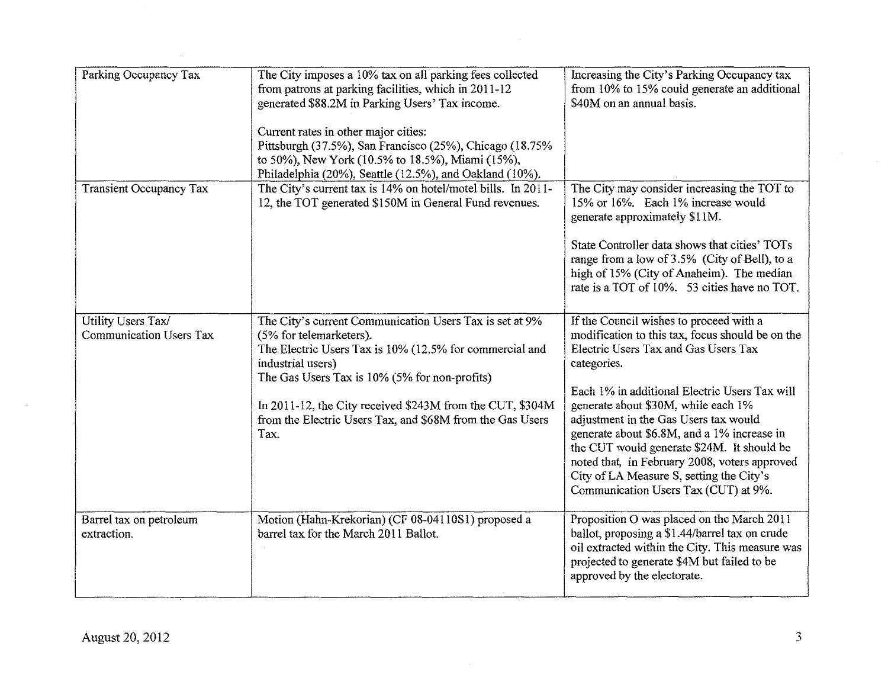| Parking Occupancy Tax | The City imposes a 10% tax on all parking fees collected from patrons at parking facilities, which in 2011-12 generated \$88.2M in Parking Users' Tax income.<br><br>Current rates in other major cities:<br>Pittsburgh (37.5%), San Francisco (25%), Chicago (18.75% to 50%), New York (10.5% to 18.5%), Miami (15%), Philadelphia (20%), Seattle (12.5%), and Oakland (10%). | Increasing the City's Parking Occupancy tax from 10% to 15% could generate an additional \$40M on an annual basis. |
|---|---|---|
| Transient Occupancy Tax | The City's current tax is 14% on hotel/motel bills. In 2011-12, the TOT generated \$150M in General Fund revenues. | The City may consider increasing the TOT to 15% or 16%. Each 1% increase would generate approximately \$11M.<br><br>State Controller data shows that cities' TOTs range from a low of 3.5% (City of Bell), to a high of 15% (City of Anaheim). The median rate is a TOT of 10%. 53 cities have no TOT. |
| Utility Users Tax/ Communication Users Tax | The City's current Communication Users Tax is set at 9% (5% for telemarketers).<br>The Electric Users Tax is 10% (12.5% for commercial and industrial users)<br>The Gas Users Tax is 10% (5% for non-profits)<br><br>In 2011-12, the City received \$243M from the CUT, \$304M from the Electric Users Tax, and \$68M from the Gas Users Tax. | If the Council wishes to proceed with a modification to this tax, focus should be on the Electric Users Tax and Gas Users Tax categories.<br><br>Each 1% in additional Electric Users Tax will generate about \$30M, while each 1% adjustment in the Gas Users tax would generate about \$6.8M, and a 1% increase in the CUT would generate \$24M. It should be noted that, in February 2008, voters approved City of LA Measure S, setting the City's Communication Users Tax (CUT) at 9%. |
| Barrel tax on petroleum extraction. | Motion (Hahn-Krekorian) (CF 08-0411OS1) proposed a barrel tax for the March 2011 Ballot. | Proposition O was placed on the March 2011 ballot, proposing a \$1.44/barrel tax on crude oil extracted within the City. This measure was projected to generate \$4M but failed to be approved by the electorate. |

August 20, 2012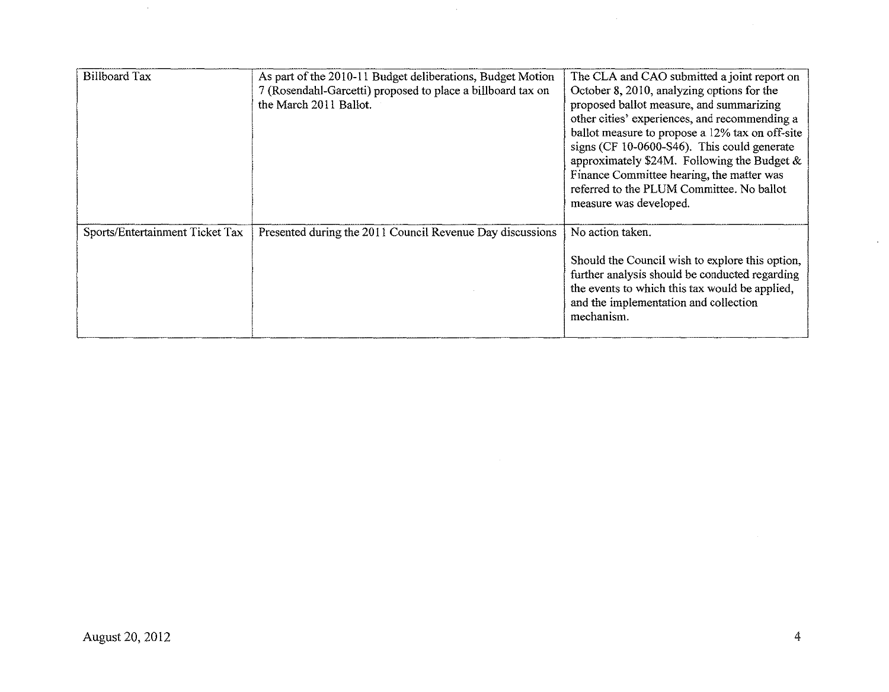| | | |
|---|---|---|
| Billboard Tax | As part of the 2010-11 Budget deliberations, Budget Motion 7 (Rosendahl-Garcetti) proposed to place a billboard tax on the March 2011 Ballot. | The CLA and CAO submitted a joint report on October 8, 2010, analyzing options for the proposed ballot measure, and summarizing other cities' experiences, and recommending a ballot measure to propose a 12% tax on off-site signs (CF 10-0600-S46). This could generate approximately $24M. Following the Budget & Finance Committee hearing, the matter was referred to the PLUM Committee. No ballot measure was developed. |
| Sports/Entertainment Ticket Tax | Presented during the 2011 Council Revenue Day discussions | No action taken.<br><br>Should the Council wish to explore this option, further analysis should be conducted regarding the events to which this tax would be applied, and the implementation and collection mechanism. |

August 20, 2012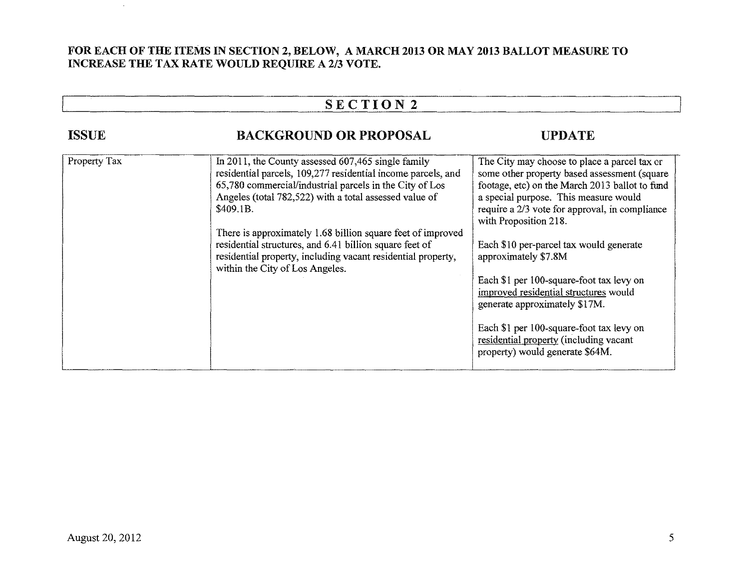**FOR EACH OF THE ITEMS IN SECTION 2, BELOW, A MARCH 2013 OR MAY 2013 BALLOT MEASURE TO INCREASE THE TAX RATE WOULD REQUIRE A 2/3 VOTE.**

## SECTION 2

| ISSUE | BACKGROUND OR PROPOSAL | UPDATE |
|---|---|---|
| Property Tax | In 2011, the County assessed 607,465 single family residential parcels, 109,277 residential income parcels, and 65,780 commercial/industrial parcels in the City of Los Angeles (total 782,522) with a total assessed value of $409.1B.<br><br>There is approximately 1.68 billion square feet of improved residential structures, and 6.41 billion square feet of residential property, including vacant residential property, within the City of Los Angeles. | The City may choose to place a parcel tax or some other property based assessment (square footage, etc) on the March 2013 ballot to fund a special purpose. This measure would require a 2/3 vote for approval, in compliance with Proposition 218.<br><br>Each $10 per-parcel tax would generate approximately $7.8M<br><br>Each $1 per 100-square-foot tax levy on improved residential structures would generate approximately $17M.<br><br>Each $1 per 100-square-foot tax levy on residential property (including vacant property) would generate $64M. |

August 20, 2012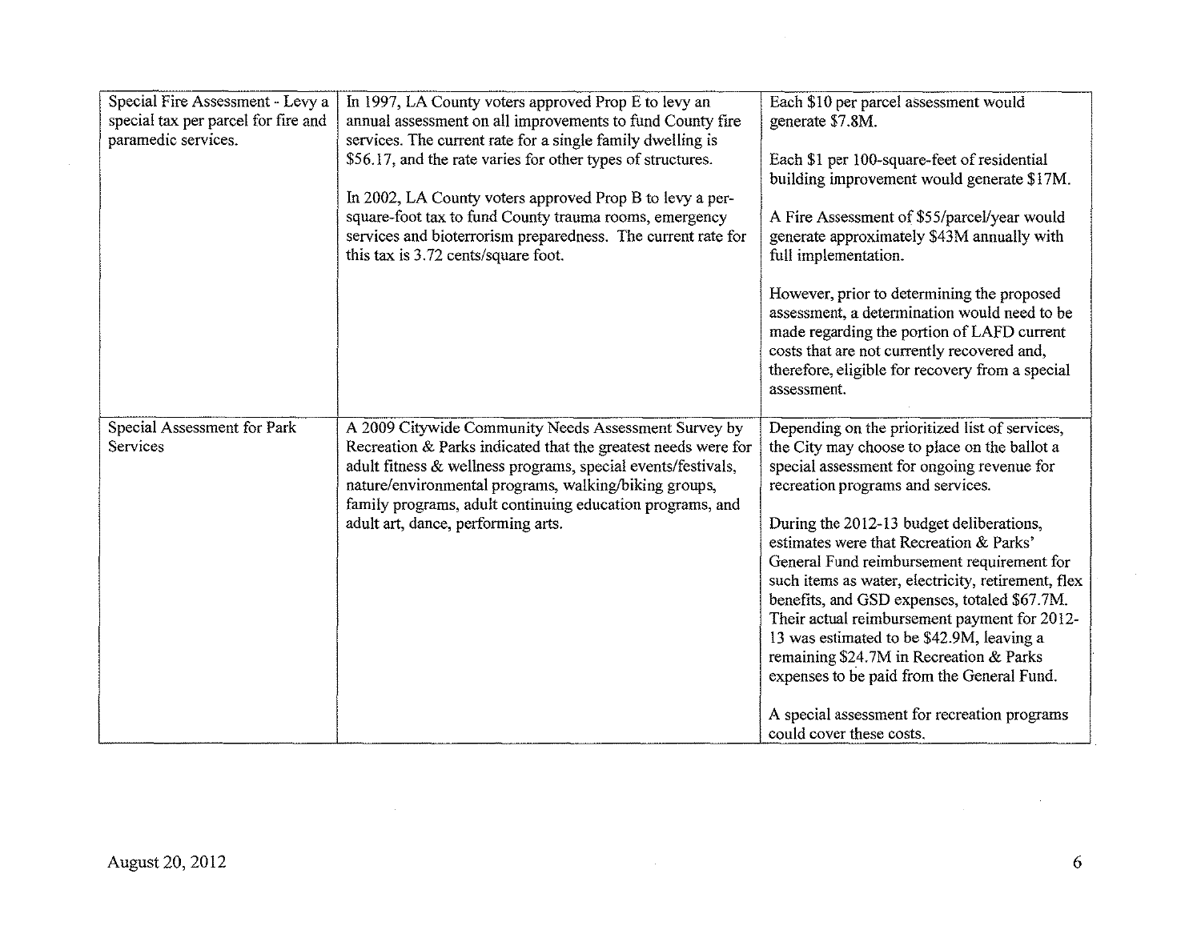| Special Fire Assessment - Levy a special tax per parcel for fire and paramedic services. | In 1997, LA County voters approved Prop E to levy an annual assessment on all improvements to fund County fire services. The current rate for a single family dwelling is $56.17, and the rate varies for other types of structures.<br><br>In 2002, LA County voters approved Prop B to levy a per-square-foot tax to fund County trauma rooms, emergency services and bioterrorism preparedness. The current rate for this tax is 3.72 cents/square foot. | Each $10 per parcel assessment would generate $7.8M.<br><br>Each $1 per 100-square-feet of residential building improvement would generate $17M.<br><br>A Fire Assessment of $55/parcel/year would generate approximately $43M annually with full implementation.<br><br>However, prior to determining the proposed assessment, a determination would need to be made regarding the portion of LAFD current costs that are not currently recovered and, therefore, eligible for recovery from a special assessment. |
|---|---|---|
| Special Assessment for Park Services | A 2009 Citywide Community Needs Assessment Survey by Recreation & Parks indicated that the greatest needs were for adult fitness & wellness programs, special events/festivals, nature/environmental programs, walking/biking groups, family programs, adult continuing education programs, and adult art, dance, performing arts. | Depending on the prioritized list of services, the City may choose to place on the ballot a special assessment for ongoing revenue for recreation programs and services.<br><br>During the 2012-13 budget deliberations, estimates were that Recreation & Parks' General Fund reimbursement requirement for such items as water, electricity, retirement, flex benefits, and GSD expenses, totaled $67.7M. Their actual reimbursement payment for 2012-13 was estimated to be $42.9M, leaving a remaining $24.7M in Recreation & Parks expenses to be paid from the General Fund.<br><br>A special assessment for recreation programs could cover these costs. |

August 20, 2012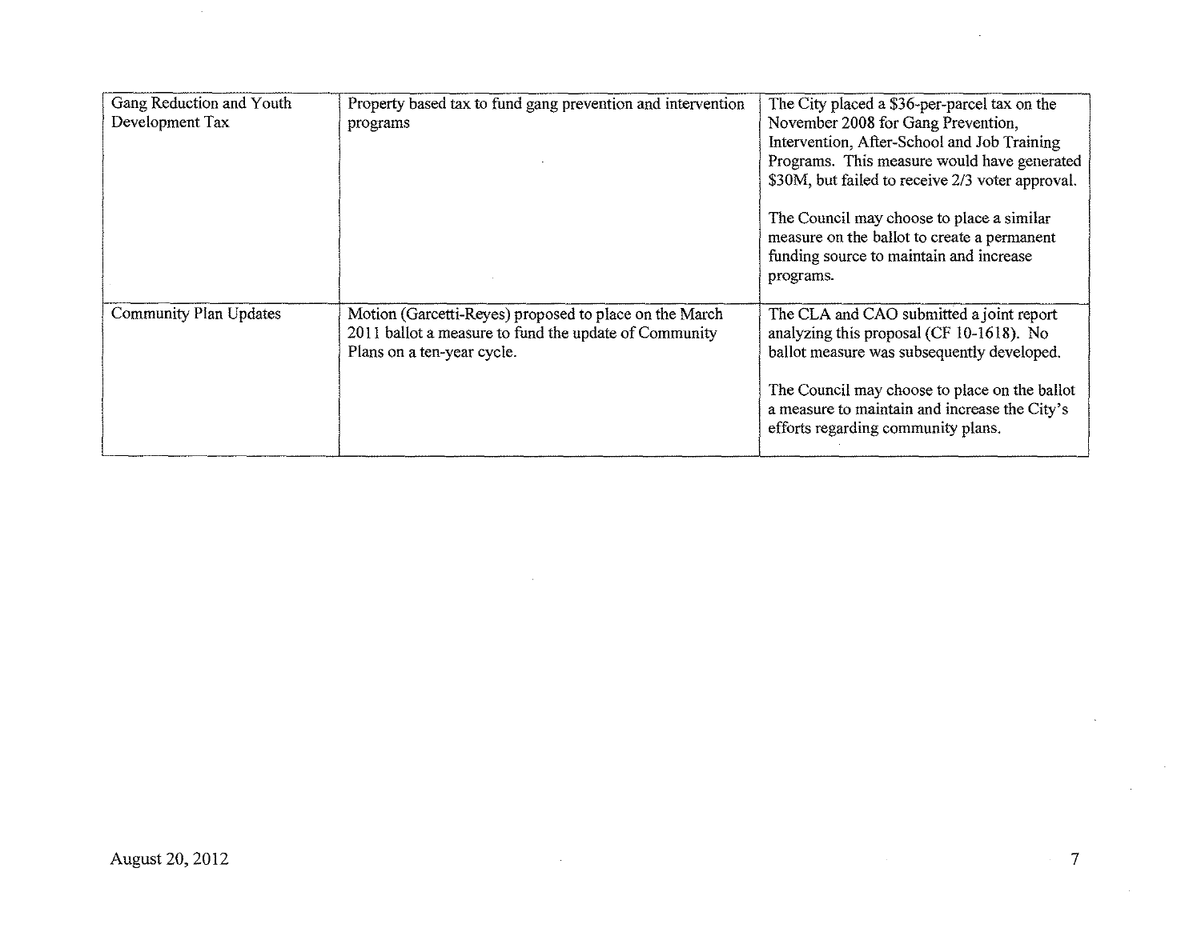| | | |
|---|---|---|
| Gang Reduction and Youth Development Tax | Property based tax to fund gang prevention and intervention programs | The City placed a $36-per-parcel tax on the November 2008 for Gang Prevention, Intervention, After-School and Job Training Programs. This measure would have generated $30M, but failed to receive 2/3 voter approval.<br><br>The Council may choose to place a similar measure on the ballot to create a permanent funding source to maintain and increase programs. |
| Community Plan Updates | Motion (Garcetti-Reyes) proposed to place on the March 2011 ballot a measure to fund the update of Community Plans on a ten-year cycle. | The CLA and CAO submitted a joint report analyzing this proposal (CF 10-1618). No ballot measure was subsequently developed.<br><br>The Council may choose to place on the ballot a measure to maintain and increase the City's efforts regarding community plans. |

August 20, 2012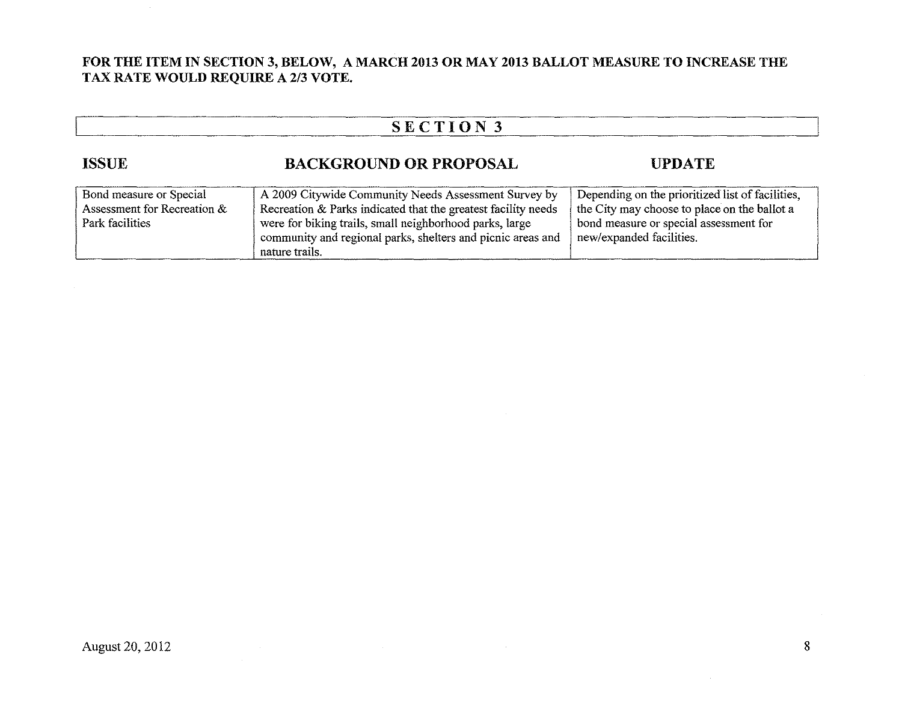**FOR THE ITEM IN SECTION 3, BELOW, A MARCH 2013 OR MAY 2013 BALLOT MEASURE TO INCREASE THE TAX RATE WOULD REQUIRE A 2/3 VOTE.**

## SECTION 3

| ISSUE | BACKGROUND OR PROPOSAL | UPDATE |
|---|---|---|
| Bond measure or Special Assessment for Recreation & Park facilities | A 2009 Citywide Community Needs Assessment Survey by Recreation & Parks indicated that the greatest facility needs were for biking trails, small neighborhood parks, large community and regional parks, shelters and picnic areas and nature trails. | Depending on the prioritized list of facilities, the City may choose to place on the ballot a bond measure or special assessment for new/expanded facilities. |

August 20, 2012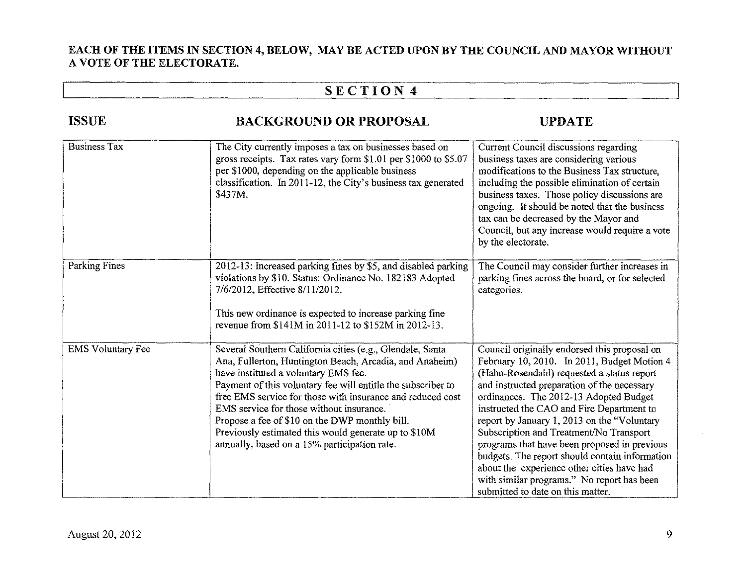**EACH OF THE ITEMS IN SECTION 4, BELOW, MAY BE ACTED UPON BY THE COUNCIL AND MAYOR WITHOUT A VOTE OF THE ELECTORATE.**

## SECTION 4

| ISSUE | BACKGROUND OR PROPOSAL | UPDATE |
|---|---|---|
| Business Tax | The City currently imposes a tax on businesses based on gross receipts. Tax rates vary form $1.01 per $1000 to $5.07 per $1000, depending on the applicable business classification. In 2011-12, the City's business tax generated $437M. | Current Council discussions regarding business taxes are considering various modifications to the Business Tax structure, including the possible elimination of certain business taxes. Those policy discussions are ongoing. It should be noted that the business tax can be decreased by the Mayor and Council, but any increase would require a vote by the electorate. |
| Parking Fines | 2012-13: Increased parking fines by $5, and disabled parking violations by $10. Status: Ordinance No. 182183 Adopted 7/6/2012, Effective 8/11/2012.<br><br>This new ordinance is expected to increase parking fine revenue from $141M in 2011-12 to $152M in 2012-13. | The Council may consider further increases in parking fines across the board, or for selected categories. |
| EMS Voluntary Fee | Several Southern California cities (e.g., Glendale, Santa Ana, Fullerton, Huntington Beach, Arcadia, and Anaheim) have instituted a voluntary EMS fee.<br>Payment of this voluntary fee will entitle the subscriber to free EMS service for those with insurance and reduced cost EMS service for those without insurance.<br>Propose a fee of $10 on the DWP monthly bill.<br>Previously estimated this would generate up to $10M annually, based on a 15% participation rate. | Council originally endorsed this proposal on February 10, 2010. In 2011, Budget Motion 4 (Hahn-Rosendahl) requested a status report and instructed preparation of the necessary ordinances. The 2012-13 Adopted Budget instructed the CAO and Fire Department to report by January 1, 2013 on the "Voluntary Subscription and Treatment/No Transport programs that have been proposed in previous budgets. The report should contain information about the experience other cities have had with similar programs." No report has been submitted to date on this matter. |

August 20, 2012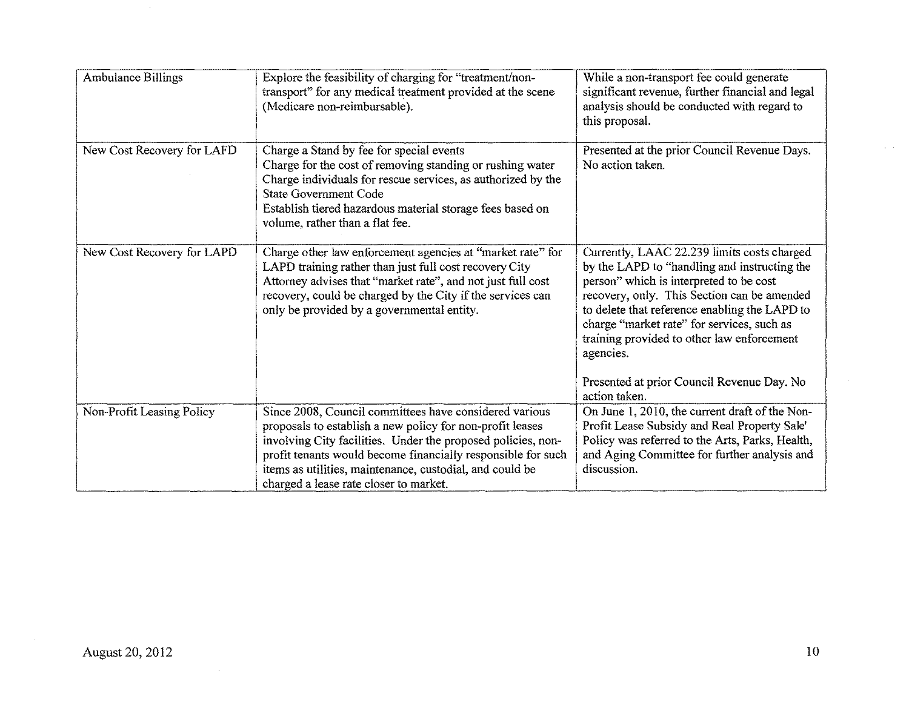| Ambulance Billings | Explore the feasibility of charging for "treatment/non-transport" for any medical treatment provided at the scene (Medicare non-reimbursable). | While a non-transport fee could generate significant revenue, further financial and legal analysis should be conducted with regard to this proposal. |
|---|---|---|
| New Cost Recovery for LAFD | Charge a Stand by fee for special events<br>Charge for the cost of removing standing or rushing water<br>Charge individuals for rescue services, as authorized by the State Government Code<br>Establish tiered hazardous material storage fees based on volume, rather than a flat fee. | Presented at the prior Council Revenue Days. No action taken. |
| New Cost Recovery for LAPD | Charge other law enforcement agencies at "market rate" for LAPD training rather than just full cost recovery City Attorney advises that "market rate", and not just full cost recovery, could be charged by the City if the services can only be provided by a governmental entity. | Currently, LAAC 22.239 limits costs charged by the LAPD to "handling and instructing the person" which is interpreted to be cost recovery, only. This Section can be amended to delete that reference enabling the LAPD to charge "market rate" for services, such as training provided to other law enforcement agencies.<br><br>Presented at prior Council Revenue Day. No action taken. |
| Non-Profit Leasing Policy | Since 2008, Council committees have considered various proposals to establish a new policy for non-profit leases involving City facilities. Under the proposed policies, non-profit tenants would become financially responsible for such items as utilities, maintenance, custodial, and could be charged a lease rate closer to market. | On June 1, 2010, the current draft of the Non-Profit Lease Subsidy and Real Property Sale' Policy was referred to the Arts, Parks, Health, and Aging Committee for further analysis and discussion. |

August 20, 2012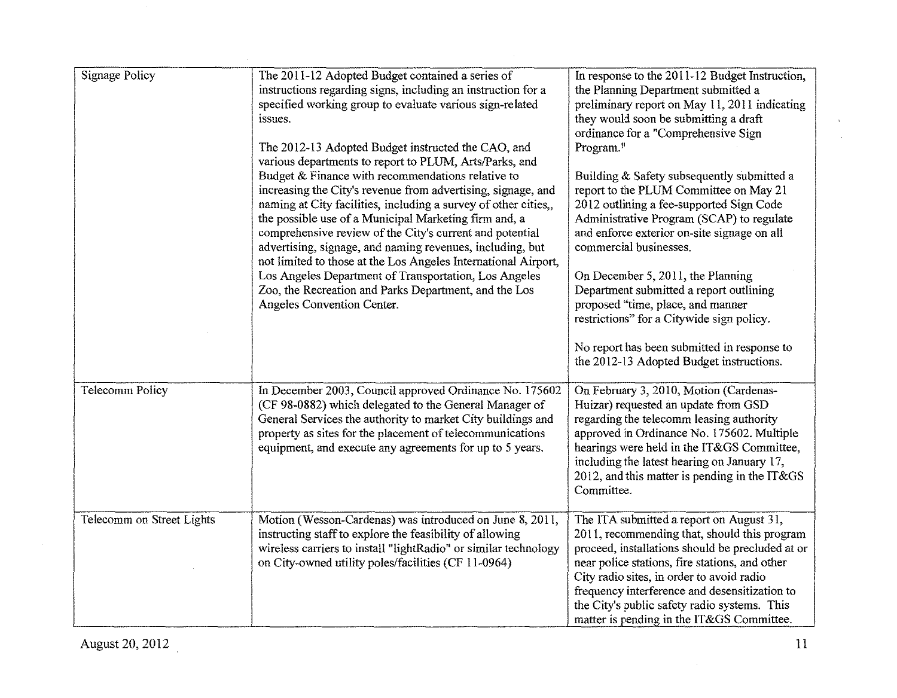| Signage Policy | The 2011-12 Adopted Budget contained a series of instructions regarding signs, including an instruction for a specified working group to evaluate various sign-related issues.<br><br>The 2012-13 Adopted Budget instructed the CAO, and various departments to report to PLUM, Arts/Parks, and Budget & Finance with recommendations relative to increasing the City's revenue from advertising, signage, and naming at City facilities, including a survey of other cities,, the possible use of a Municipal Marketing firm and, a comprehensive review of the City's current and potential advertising, signage, and naming revenues, including, but not limited to those at the Los Angeles International Airport, Los Angeles Department of Transportation, Los Angeles Zoo, the Recreation and Parks Department, and the Los Angeles Convention Center. | In response to the 2011-12 Budget Instruction, the Planning Department submitted a preliminary report on May 11, 2011 indicating they would soon be submitting a draft ordinance for a "Comprehensive Sign Program."<br><br>Building & Safety subsequently submitted a report to the PLUM Committee on May 21 2012 outlining a fee-supported Sign Code Administrative Program (SCAP) to regulate and enforce exterior on-site signage on all commercial businesses.<br><br>On December 5, 2011, the Planning Department submitted a report outlining proposed "time, place, and manner restrictions" for a Citywide sign policy.<br><br>No report has been submitted in response to the 2012-13 Adopted Budget instructions. |
|---|---|---|
| Telecomm Policy | In December 2003, Council approved Ordinance No. 175602 (CF 98-0882) which delegated to the General Manager of General Services the authority to market City buildings and property as sites for the placement of telecommunications equipment, and execute any agreements for up to 5 years. | On February 3, 2010, Motion (Cardenas-Huizar) requested an update from GSD regarding the telecomm leasing authority approved in Ordinance No. 175602. Multiple hearings were held in the IT&GS Committee, including the latest hearing on January 17, 2012, and this matter is pending in the IT&GS Committee. |
| Telecomm on Street Lights | Motion (Wesson-Cardenas) was introduced on June 8, 2011, instructing staff to explore the feasibility of allowing wireless carriers to install "lightRadio" or similar technology on City-owned utility poles/facilities (CF 11-0964) | The ITA submitted a report on August 31, 2011, recommending that, should this program proceed, installations should be precluded at or near police stations, fire stations, and other City radio sites, in order to avoid radio frequency interference and desensitization to the City's public safety radio systems. This matter is pending in the IT&GS Committee. |

August 20, 2012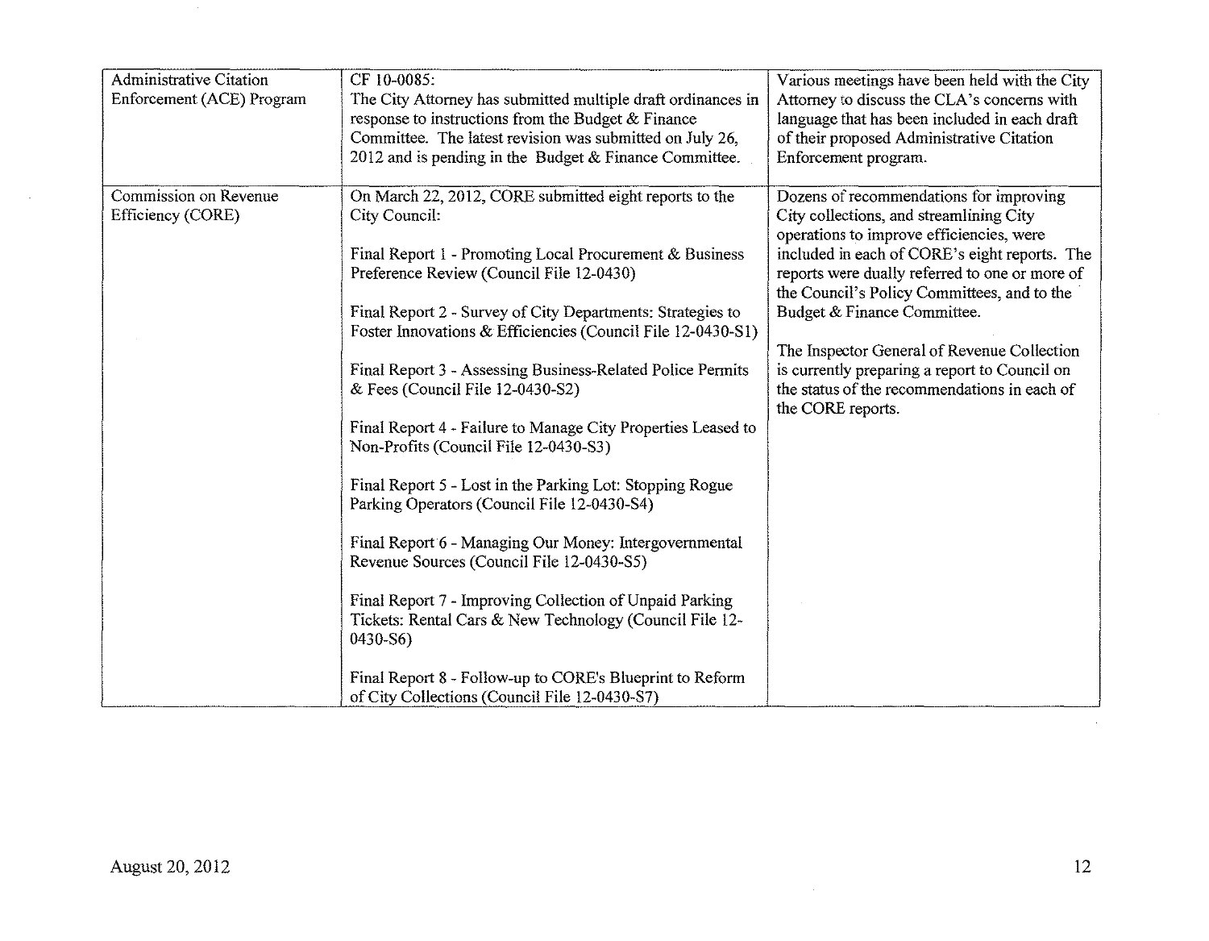| | | |
|---|---|---|
| Administrative Citation Enforcement (ACE) Program | CF 10-0085:<br>The City Attorney has submitted multiple draft ordinances in response to instructions from the Budget & Finance Committee. The latest revision was submitted on July 26, 2012 and is pending in the Budget & Finance Committee. | Various meetings have been held with the City Attorney to discuss the CLA's concerns with language that has been included in each draft of their proposed Administrative Citation Enforcement program. |
| Commission on Revenue Efficiency (CORE) | On March 22, 2012, CORE submitted eight reports to the City Council:<br><br>Final Report 1 - Promoting Local Procurement & Business Preference Review (Council File 12-0430)<br><br>Final Report 2 - Survey of City Departments: Strategies to Foster Innovations & Efficiencies (Council File 12-0430-S1)<br><br>Final Report 3 - Assessing Business-Related Police Permits & Fees (Council File 12-0430-S2)<br><br>Final Report 4 - Failure to Manage City Properties Leased to Non-Profits (Council File 12-0430-S3)<br><br>Final Report 5 - Lost in the Parking Lot: Stopping Rogue Parking Operators (Council File 12-0430-S4)<br><br>Final Report 6 - Managing Our Money: Intergovernmental Revenue Sources (Council File 12-0430-S5)<br><br>Final Report 7 - Improving Collection of Unpaid Parking Tickets: Rental Cars & New Technology (Council File 12-0430-S6)<br><br>Final Report 8 - Follow-up to CORE's Blueprint to Reform of City Collections (Council File 12-0430-S7) | Dozens of recommendations for improving City collections, and streamlining City operations to improve efficiencies, were included in each of CORE's eight reports. The reports were dually referred to one or more of the Council's Policy Committees, and to the Budget & Finance Committee.<br><br>The Inspector General of Revenue Collection is currently preparing a report to Council on the status of the recommendations in each of the CORE reports. |

August 20, 2012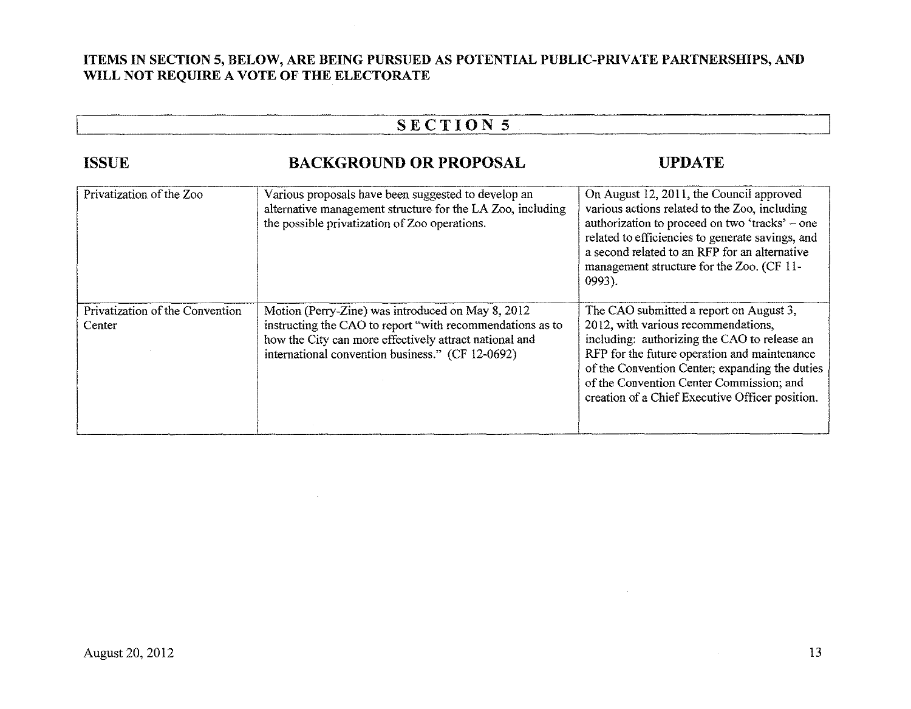**ITEMS IN SECTION 5, BELOW, ARE BEING PURSUED AS POTENTIAL PUBLIC-PRIVATE PARTNERSHIPS, AND WILL NOT REQUIRE A VOTE OF THE ELECTORATE**

## SECTION 5

| ISSUE | BACKGROUND OR PROPOSAL | UPDATE |
|---|---|---|
| Privatization of the Zoo | Various proposals have been suggested to develop an alternative management structure for the LA Zoo, including the possible privatization of Zoo operations. | On August 12, 2011, the Council approved various actions related to the Zoo, including authorization to proceed on two 'tracks' – one related to efficiencies to generate savings, and a second related to an RFP for an alternative management structure for the Zoo. (CF 11-0993). |
| Privatization of the Convention Center | Motion (Perry-Zine) was introduced on May 8, 2012 instructing the CAO to report "with recommendations as to how the City can more effectively attract national and international convention business." (CF 12-0692) | The CAO submitted a report on August 3, 2012, with various recommendations, including: authorizing the CAO to release an RFP for the future operation and maintenance of the Convention Center; expanding the duties of the Convention Center Commission; and creation of a Chief Executive Officer position. |

August 20, 2012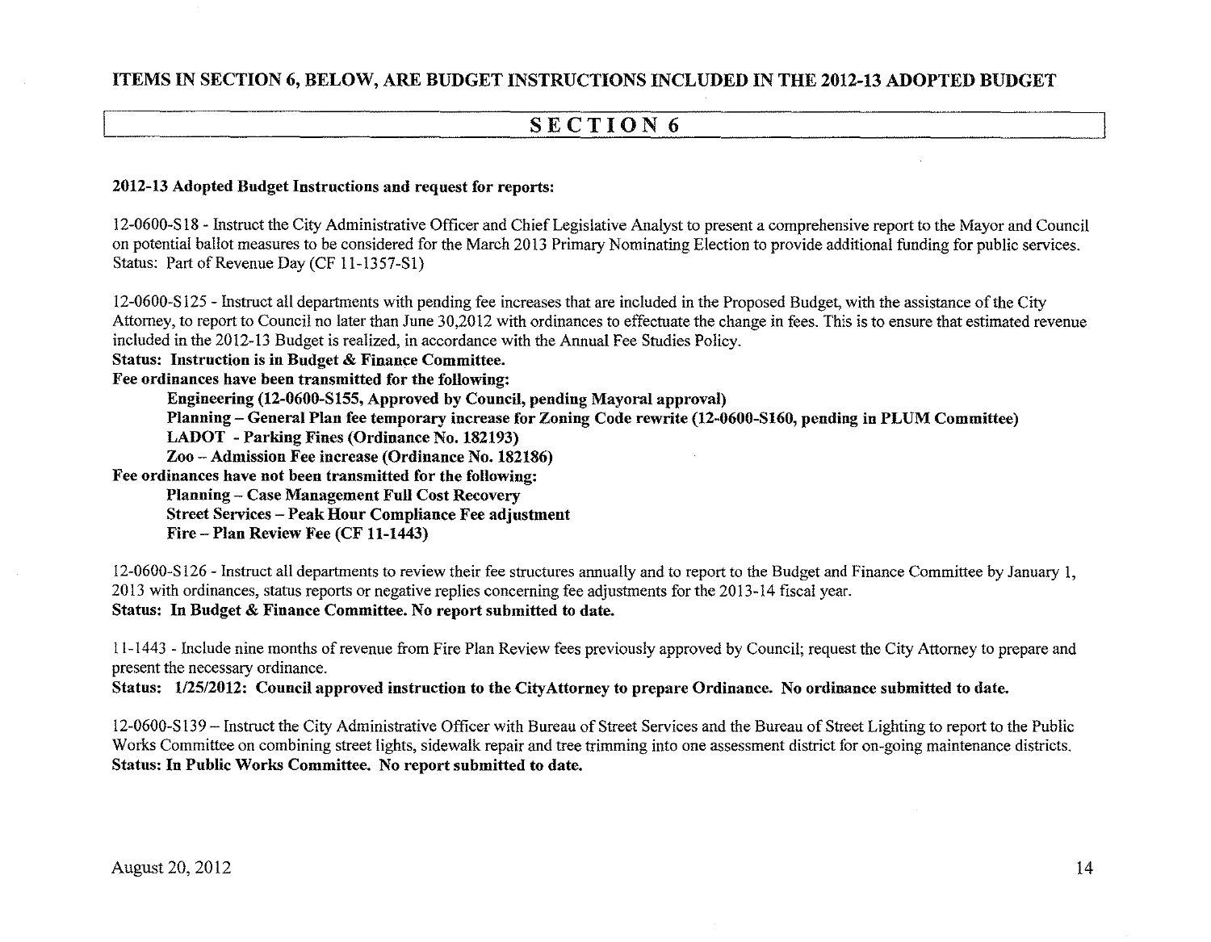**ITEMS IN SECTION 6, BELOW, ARE BUDGET INSTRUCTIONS INCLUDED IN THE 2012-13 ADOPTED BUDGET**

## SECTION 6

**2012-13 Adopted Budget Instructions and request for reports:**

12-0600-S18 - Instruct the City Administrative Officer and Chief Legislative Analyst to present a comprehensive report to the Mayor and Council on potential ballot measures to be considered for the March 2013 Primary Nominating Election to provide additional funding for public services.
Status: Part of Revenue Day (CF 11-1357-S1)

12-0600-S125 - Instruct all departments with pending fee increases that are included in the Proposed Budget, with the assistance of the City Attorney, to report to Council no later than June 30,2012 with ordinances to effectuate the change in fees. This is to ensure that estimated revenue included in the 2012-13 Budget is realized, in accordance with the Annual Fee Studies Policy.
**Status: Instruction is in Budget & Finance Committee.**
**Fee ordinances have been transmitted for the following:**

- **Engineering (12-0600-S155, Approved by Council, pending Mayoral approval)**
- **Planning – General Plan fee temporary increase for Zoning Code rewrite (12-0600-S160, pending in PLUM Committee)**
- **LADOT - Parking Fines (Ordinance No. 182193)**
- **Zoo – Admission Fee increase (Ordinance No. 182186)**

**Fee ordinances have not been transmitted for the following:**

- **Planning – Case Management Full Cost Recovery**
- **Street Services – Peak Hour Compliance Fee adjustment**
- **Fire – Plan Review Fee (CF 11-1443)**

12-0600-S126 - Instruct all departments to review their fee structures annually and to report to the Budget and Finance Committee by January 1, 2013 with ordinances, status reports or negative replies concerning fee adjustments for the 2013-14 fiscal year.
**Status: In Budget & Finance Committee. No report submitted to date.**

11-1443 - Include nine months of revenue from Fire Plan Review fees previously approved by Council; request the City Attorney to prepare and present the necessary ordinance.
**Status: 1/25/2012: Council approved instruction to the CityAttorney to prepare Ordinance. No ordinance submitted to date.**

12-0600-S139 – Instruct the City Administrative Officer with Bureau of Street Services and the Bureau of Street Lighting to report to the Public Works Committee on combining street lights, sidewalk repair and tree trimming into one assessment district for on-going maintenance districts.
**Status: In Public Works Committee. No report submitted to date.**

August 20, 2012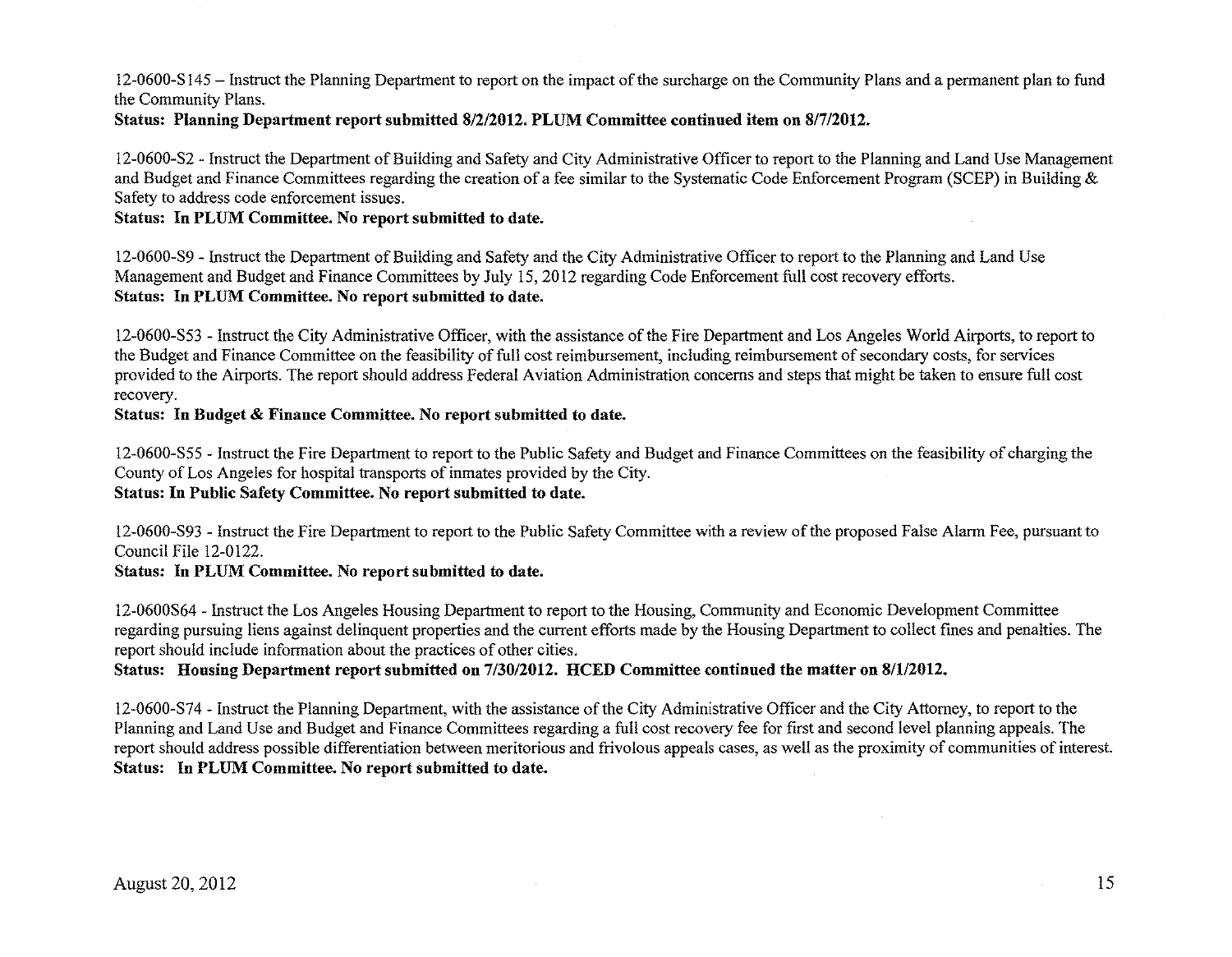12-0600-S145 – Instruct the Planning Department to report on the impact of the surcharge on the Community Plans and a permanent plan to fund the Community Plans.

**Status: Planning Department report submitted 8/2/2012. PLUM Committee continued item on 8/7/2012.**

12-0600-S2 - Instruct the Department of Building and Safety and City Administrative Officer to report to the Planning and Land Use Management and Budget and Finance Committees regarding the creation of a fee similar to the Systematic Code Enforcement Program (SCEP) in Building & Safety to address code enforcement issues.

**Status: In PLUM Committee. No report submitted to date.**

12-0600-S9 - Instruct the Department of Building and Safety and the City Administrative Officer to report to the Planning and Land Use Management and Budget and Finance Committees by July 15, 2012 regarding Code Enforcement full cost recovery efforts.

**Status: In PLUM Committee. No report submitted to date.**

12-0600-S53 - Instruct the City Administrative Officer, with the assistance of the Fire Department and Los Angeles World Airports, to report to the Budget and Finance Committee on the feasibility of full cost reimbursement, including reimbursement of secondary costs, for services provided to the Airports. The report should address Federal Aviation Administration concerns and steps that might be taken to ensure full cost recovery.

**Status: In Budget & Finance Committee. No report submitted to date.**

12-0600-S55 - Instruct the Fire Department to report to the Public Safety and Budget and Finance Committees on the feasibility of charging the County of Los Angeles for hospital transports of inmates provided by the City.

**Status: In Public Safety Committee. No report submitted to date.**

12-0600-S93 - Instruct the Fire Department to report to the Public Safety Committee with a review of the proposed False Alarm Fee, pursuant to Council File 12-0122.

**Status: In PLUM Committee. No report submitted to date.**

12-0600S64 - Instruct the Los Angeles Housing Department to report to the Housing, Community and Economic Development Committee regarding pursuing liens against delinquent properties and the current efforts made by the Housing Department to collect fines and penalties. The report should include information about the practices of other cities.

**Status: Housing Department report submitted on 7/30/2012. HCED Committee continued the matter on 8/1/2012.**

12-0600-S74 - Instruct the Planning Department, with the assistance of the City Administrative Officer and the City Attorney, to report to the Planning and Land Use and Budget and Finance Committees regarding a full cost recovery fee for first and second level planning appeals. The report should address possible differentiation between meritorious and frivolous appeals cases, as well as the proximity of communities of interest.

**Status: In PLUM Committee. No report submitted to date.**